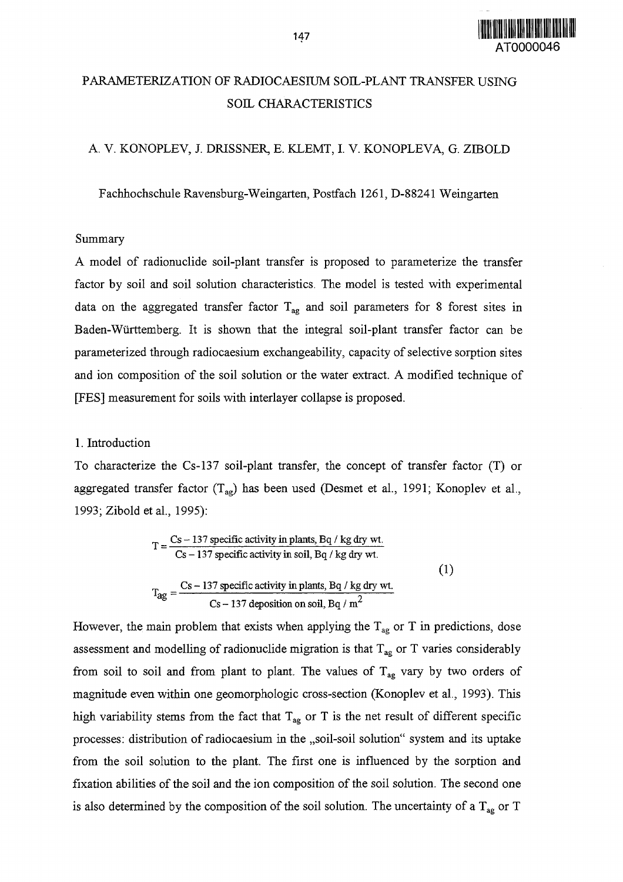# PARAMETERIZATION OF RADIOCAESIUM SOIL-PLANT TRANSFER USING SOIL CHARACTERISTICS

A. V. KONOPLEV, J. DRISSNER, E. KLEMT, I. V. KONOPLEVA, G. ZIBOLD

Fachhochschule Ravensburg-Weingarten, Postfach 1261, D-88241 Weingarten

## Summary

A model of radionuclide soil-plant transfer is proposed to parameterize the transfer factor by soil and soil solution characteristics. The model is tested with experimental data on the aggregated transfer factor $T_{ag}$ and soil parameters for 8 forest sites in Baden-Württemberg. It is shown that the integral soil-plant transfer factor can be parameterized through radiocaesium exchangeability, capacity of selective sorption sites and ion composition of the soil solution or the water extract. A modified technique of [FES] measurement for soils with interlayer collapse is proposed.

## 1. Introduction

To characterize the Cs-137 soil-plant transfer, the concept of transfer factor (T) or aggregated transfer factor ($T_{ag}$) has been used (Desmet et al., 1991; Konoplev et al., 1993; Zibold et al., 1995):

$$T = \frac{\text{Cs} - 137 \text{ specific activity in plants, Bq / kg dry wt.}}{\text{Cs} - 137 \text{ specific activity in soil, Bq / kg dry wt.}}$$

$$T_{ag} = \frac{\text{Cs} - 137 \text{ specific activity in plants, Bq / kg dry wt.}}{\text{Cs} - 137 \text{ deposition on soil, Bq / m}^2} \tag{1}$$

However, the main problem that exists when applying the $T_{ag}$ or T in predictions, dose assessment and modelling of radionuclide migration is that $T_{ag}$ or T varies considerably from soil to soil and from plant to plant. The values of $T_{ag}$ vary by two orders of magnitude even within one geomorphologic cross-section (Konoplev et al., 1993). This high variability stems from the fact that $T_{ag}$ or T is the net result of different specific processes: distribution of radiocaesium in the „soil-soil solution" system and its uptake from the soil solution to the plant. The first one is influenced by the sorption and fixation abilities of the soil and the ion composition of the soil solution. The second one is also determined by the composition of the soil solution. The uncertainty of a $T_{ag}$ or T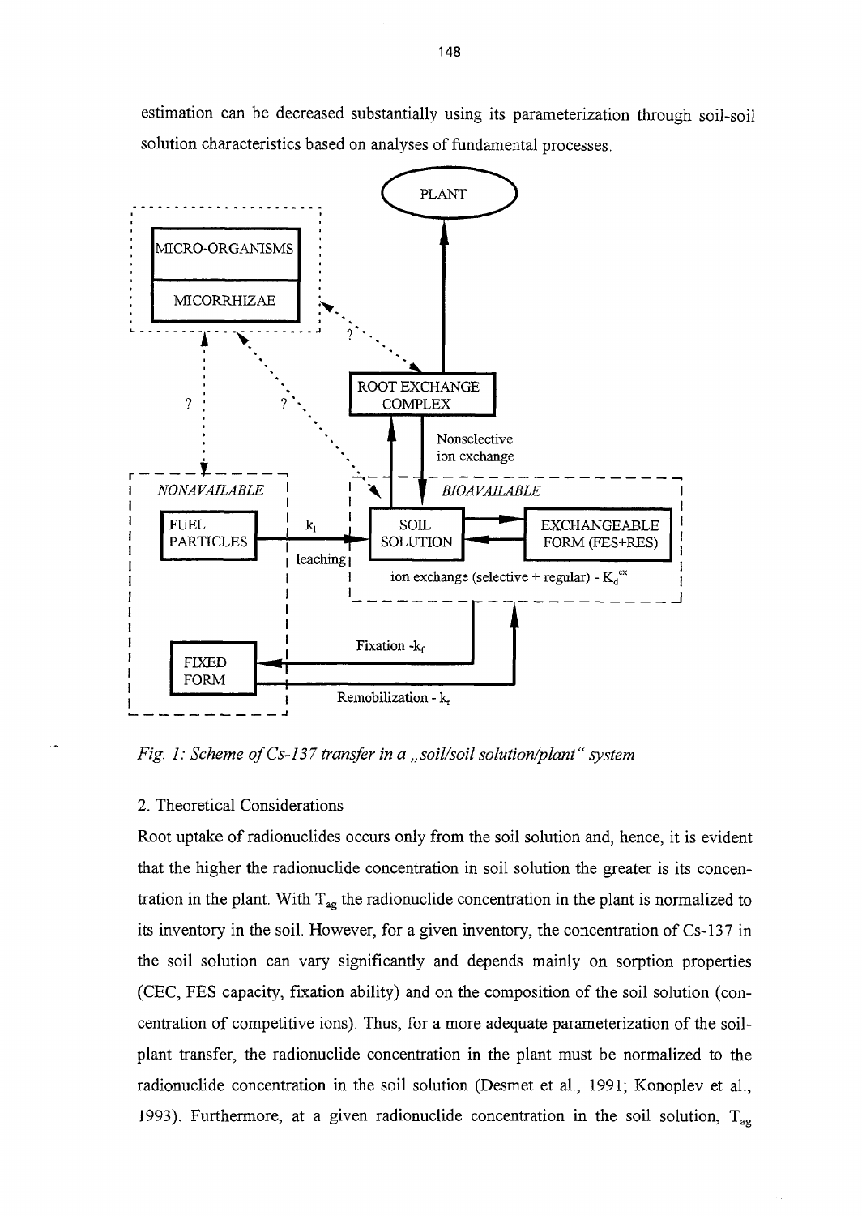estimation can be decreased substantially using its parameterization through soil-soil solution characteristics based on analyses of fundamental processes.

*Fig. 1: Scheme of Cs-137 transfer in a „soil/soil solution/plant" system*

## 2. Theoretical Considerations

Root uptake of radionuclides occurs only from the soil solution and, hence, it is evident that the higher the radionuclide concentration in soil solution the greater is its concentration in the plant. With $T_{ag}$ the radionuclide concentration in the plant is normalized to its inventory in the soil. However, for a given inventory, the concentration of Cs-137 in the soil solution can vary significantly and depends mainly on sorption properties (CEC, FES capacity, fixation ability) and on the composition of the soil solution (concentration of competitive ions). Thus, for a more adequate parameterization of the soil-plant transfer, the radionuclide concentration in the plant must be normalized to the radionuclide concentration in the soil solution (Desmet et al., 1991; Konoplev et al., 1993). Furthermore, at a given radionuclide concentration in the soil solution, $T_{ag}$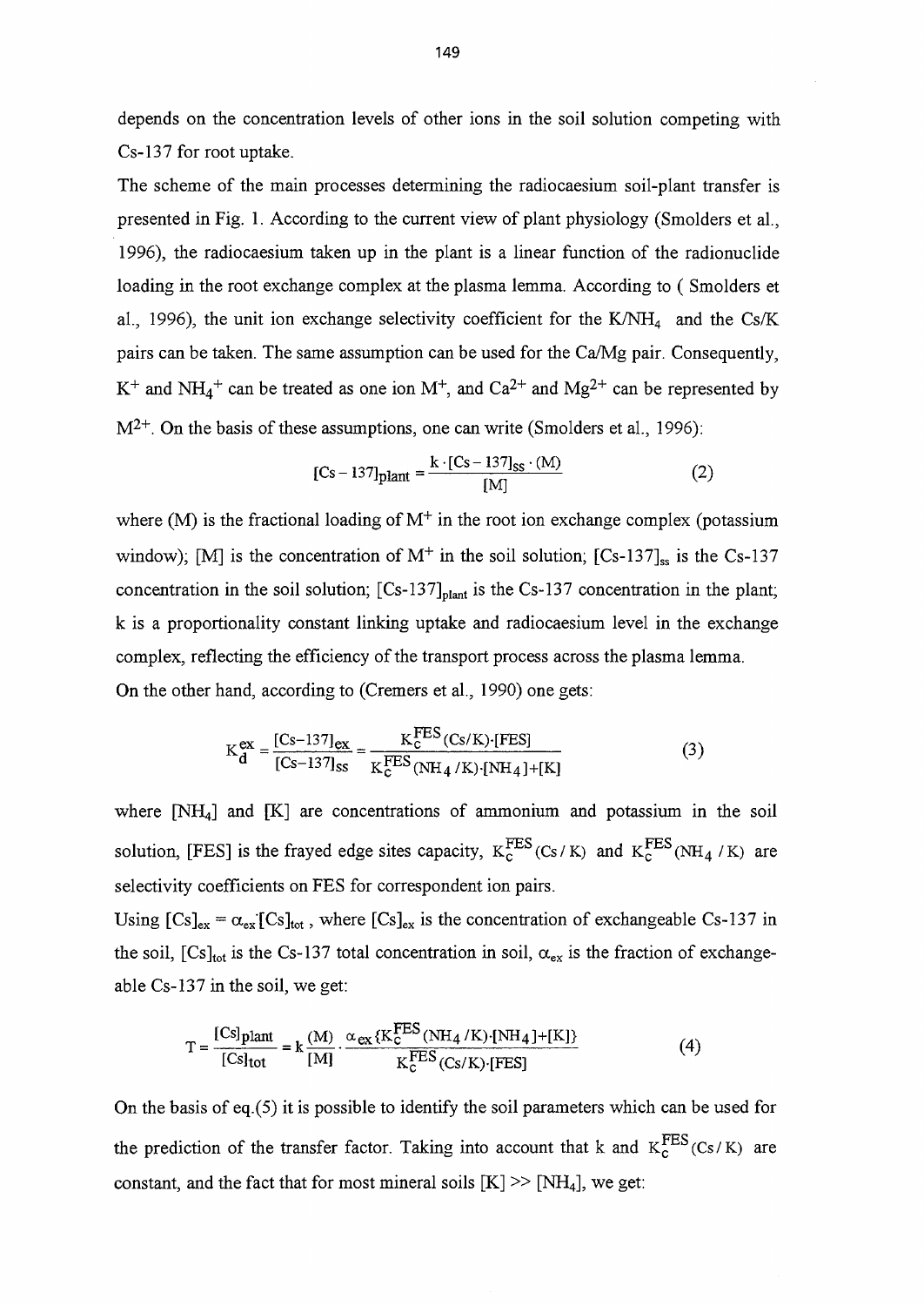depends on the concentration levels of other ions in the soil solution competing with Cs-137 for root uptake.

The scheme of the main processes determining the radiocaesium soil-plant transfer is presented in Fig. 1. According to the current view of plant physiology (Smolders et al., 1996), the radiocaesium taken up in the plant is a linear function of the radionuclide loading in the root exchange complex at the plasma lemma. According to ( Smolders et al., 1996), the unit ion exchange selectivity coefficient for the $K/NH_4$ and the Cs/K pairs can be taken. The same assumption can be used for the Ca/Mg pair. Consequently, $K^+$ and $NH_4^+$ can be treated as one ion $M^+$, and $Ca^{2+}$ and $Mg^{2+}$ can be represented by $M^{2+}$. On the basis of these assumptions, one can write (Smolders et al., 1996):

$$[Cs-137]_{plant} = \frac{k \cdot [Cs-137]_{ss} \cdot (M)}{[M]} \qquad (2)$$

where (M) is the fractional loading of $M^+$ in the root ion exchange complex (potassium window); [M] is the concentration of $M^+$ in the soil solution; $[Cs\text{-}137]_{ss}$ is the Cs-137 concentration in the soil solution; $[Cs\text{-}137]_{plant}$ is the Cs-137 concentration in the plant; k is a proportionality constant linking uptake and radiocaesium level in the exchange complex, reflecting the efficiency of the transport process across the plasma lemma.

On the other hand, according to (Cremers et al., 1990) one gets:

$$K_d^{ex} = \frac{[Cs-137]_{ex}}{[Cs-137]_{ss}} = \frac{K_c^{FES}(Cs/K) \cdot [FES]}{K_c^{FES}(NH_4/K) \cdot [NH_4] + [K]} \qquad (3)$$

where $[NH_4]$ and [K] are concentrations of ammonium and potassium in the soil solution, [FES] is the frayed edge sites capacity, $K_c^{FES}(Cs/K)$ and $K_c^{FES}(NH_4/K)$ are selectivity coefficients on FES for correspondent ion pairs.

Using $[Cs]_{ex} = \alpha_{ex} \cdot [Cs]_{tot}$, where $[Cs]_{ex}$ is the concentration of exchangeable Cs-137 in the soil, $[Cs]_{tot}$ is the Cs-137 total concentration in soil, $\alpha_{ex}$ is the fraction of exchangeable Cs-137 in the soil, we get:

$$T = \frac{[Cs]_{plant}}{[Cs]_{tot}} = k \frac{(M)}{[M]} \cdot \frac{\alpha_{ex}\{K_c^{FES}(NH_4/K) \cdot [NH_4] + [K]\}}{K_c^{FES}(Cs/K) \cdot [FES]} \qquad (4)$$

On the basis of eq.(5) it is possible to identify the soil parameters which can be used for the prediction of the transfer factor. Taking into account that k and $K_c^{FES}(Cs/K)$ are constant, and the fact that for most mineral soils $[K] >> [NH_4]$, we get: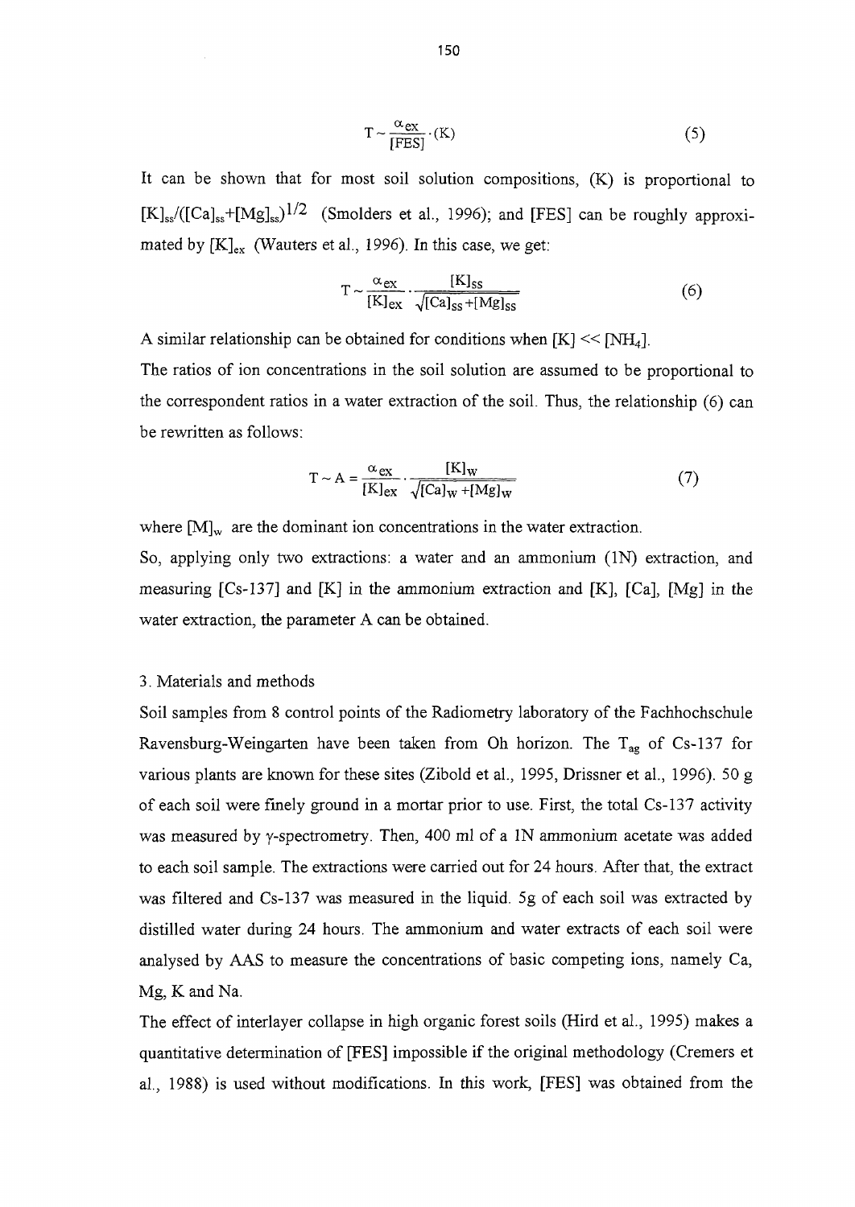$$T \sim \frac{\alpha_{ex}}{[FES]} \cdot (K) \tag{5}$$

It can be shown that for most soil solution compositions, (K) is proportional to $[K]_{ss}/([Ca]_{ss}+[Mg]_{ss})^{1/2}$ (Smolders et al., 1996); and [FES] can be roughly approximated by $[K]_{ex}$ (Wauters et al., 1996). In this case, we get:

$$T \sim \frac{\alpha_{ex}}{[K]_{ex}} \cdot \frac{[K]_{SS}}{\sqrt{[Ca]_{SS}+[Mg]_{SS}}} \tag{6}$$

A similar relationship can be obtained for conditions when $[K] \ll [NH_4]$.

The ratios of ion concentrations in the soil solution are assumed to be proportional to the correspondent ratios in a water extraction of the soil. Thus, the relationship (6) can be rewritten as follows:

$$T \sim A = \frac{\alpha_{ex}}{[K]_{ex}} \cdot \frac{[K]_W}{\sqrt{[Ca]_W+[Mg]_W}} \tag{7}$$

where $[M]_w$ are the dominant ion concentrations in the water extraction.

So, applying only two extractions: a water and an ammonium (1N) extraction, and measuring [Cs-137] and [K] in the ammonium extraction and [K], [Ca], [Mg] in the water extraction, the parameter A can be obtained.

## 3. Materials and methods

Soil samples from 8 control points of the Radiometry laboratory of the Fachhochschule Ravensburg-Weingarten have been taken from Oh horizon. The $T_{ag}$ of Cs-137 for various plants are known for these sites (Zibold et al., 1995, Drissner et al., 1996). 50 g of each soil were finely ground in a mortar prior to use. First, the total Cs-137 activity was measured by $\gamma$-spectrometry. Then, 400 ml of a 1N ammonium acetate was added to each soil sample. The extractions were carried out for 24 hours. After that, the extract was filtered and Cs-137 was measured in the liquid. 5g of each soil was extracted by distilled water during 24 hours. The ammonium and water extracts of each soil were analysed by AAS to measure the concentrations of basic competing ions, namely Ca, Mg, K and Na.

The effect of interlayer collapse in high organic forest soils (Hird et al., 1995) makes a quantitative determination of [FES] impossible if the original methodology (Cremers et al., 1988) is used without modifications. In this work, [FES] was obtained from the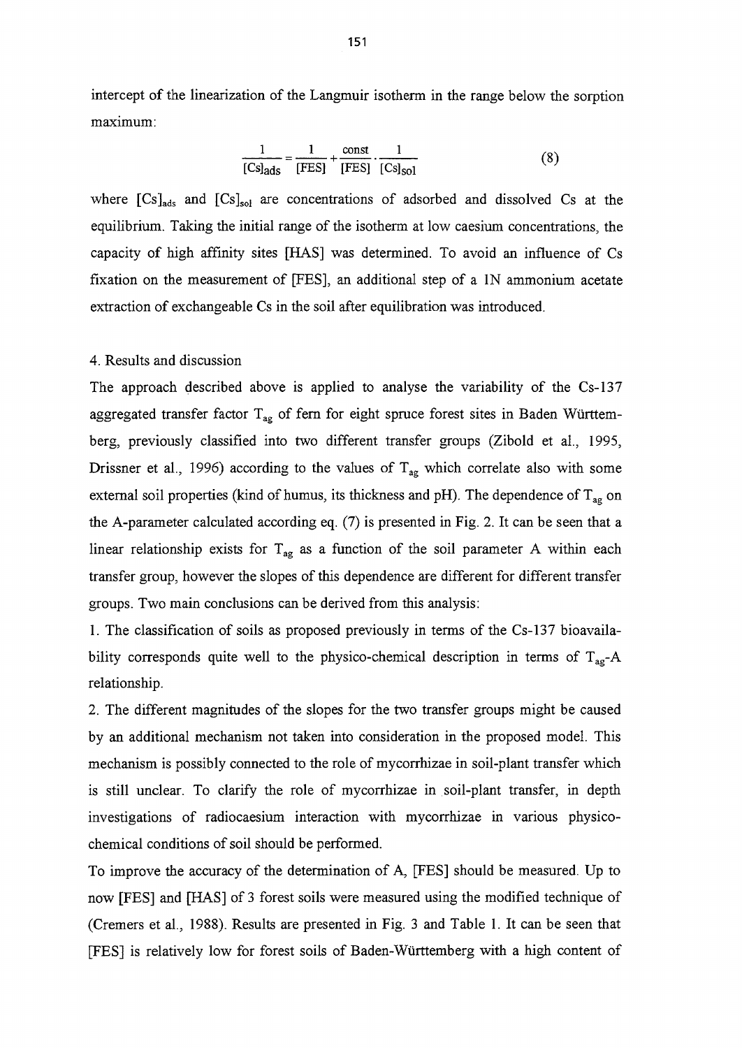intercept of the linearization of the Langmuir isotherm in the range below the sorption maximum:

$$\frac{1}{[\mathrm{Cs}]_{\mathrm{ads}}} = \frac{1}{[\mathrm{FES}]} + \frac{\mathrm{const}}{[\mathrm{FES}]} \cdot \frac{1}{[\mathrm{Cs}]_{\mathrm{sol}}} \tag{8}$$

where $[Cs]_{ads}$ and $[Cs]_{sol}$ are concentrations of adsorbed and dissolved Cs at the equilibrium. Taking the initial range of the isotherm at low caesium concentrations, the capacity of high affinity sites [HAS] was determined. To avoid an influence of Cs fixation on the measurement of [FES], an additional step of a 1N ammonium acetate extraction of exchangeable Cs in the soil after equilibration was introduced.

## 4. Results and discussion

The approach described above is applied to analyse the variability of the Cs-137 aggregated transfer factor $T_{ag}$ of fern for eight spruce forest sites in Baden Württemberg, previously classified into two different transfer groups (Zibold et al., 1995, Drissner et al., 1996) according to the values of $T_{ag}$ which correlate also with some external soil properties (kind of humus, its thickness and pH). The dependence of $T_{ag}$ on the A-parameter calculated according eq. (7) is presented in Fig. 2. It can be seen that a linear relationship exists for $T_{ag}$ as a function of the soil parameter A within each transfer group, however the slopes of this dependence are different for different transfer groups. Two main conclusions can be derived from this analysis:

1. The classification of soils as proposed previously in terms of the Cs-137 bioavailability corresponds quite well to the physico-chemical description in terms of $T_{ag}$-A relationship.
2. The different magnitudes of the slopes for the two transfer groups might be caused by an additional mechanism not taken into consideration in the proposed model. This mechanism is possibly connected to the role of mycorrhizae in soil-plant transfer which is still unclear. To clarify the role of mycorrhizae in soil-plant transfer, in depth investigations of radiocaesium interaction with mycorrhizae in various physico-chemical conditions of soil should be performed.

To improve the accuracy of the determination of A, [FES] should be measured. Up to now [FES] and [HAS] of 3 forest soils were measured using the modified technique of (Cremers et al., 1988). Results are presented in Fig. 3 and Table 1. It can be seen that [FES] is relatively low for forest soils of Baden-Württemberg with a high content of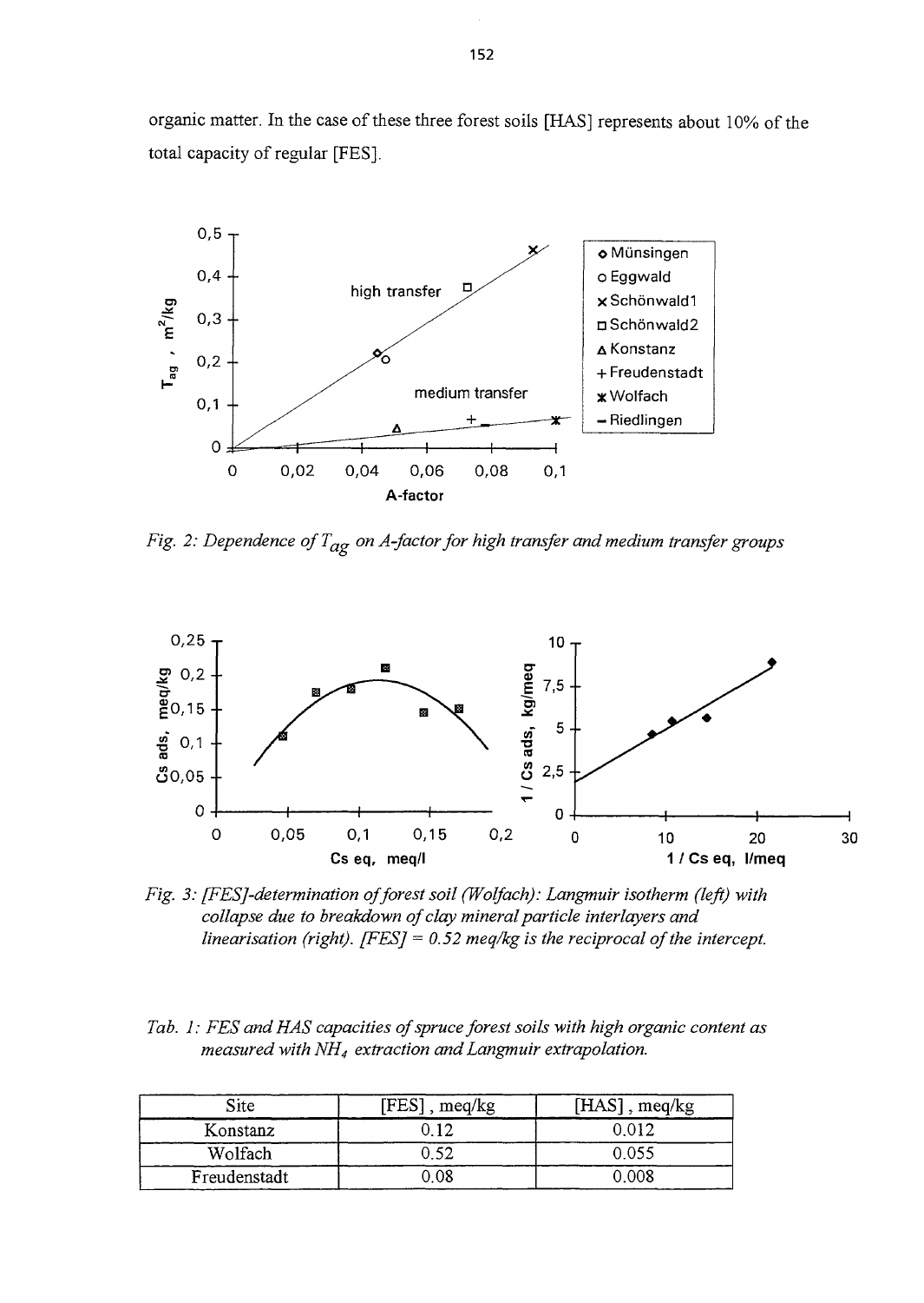organic matter. In the case of these three forest soils [HAS] represents about 10% of the total capacity of regular [FES].

*Fig. 2: Dependence of $T_{ag}$ on A-factor for high transfer and medium transfer groups*

*Fig. 3: [FES]-determination of forest soil (Wolfach): Langmuir isotherm (left) with collapse due to breakdown of clay mineral particle interlayers and linearisation (right). [FES] = 0.52 meq/kg is the reciprocal of the intercept.*

*Tab. 1: FES and HAS capacities of spruce forest soils with high organic content as measured with $NH_4$ extraction and Langmuir extrapolation.*

| Site | [FES] , meq/kg | [HAS] , meq/kg |
|---|---|---|
| Konstanz | 0.12 | 0.012 |
| Wolfach | 0.52 | 0.055 |
| Freudenstadt | 0.08 | 0.008 |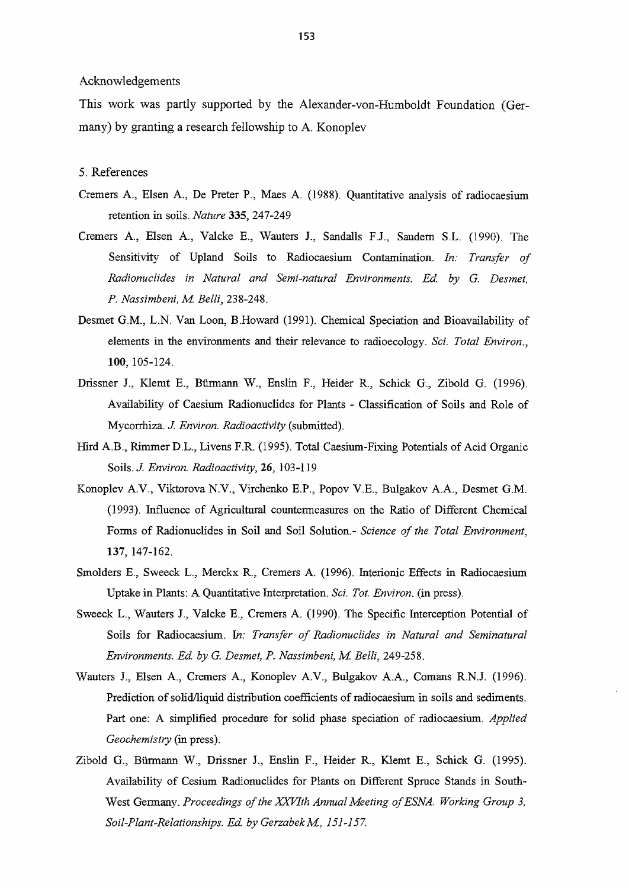Acknowledgements

This work was partly supported by the Alexander-von-Humboldt Foundation (Germany) by granting a research fellowship to A. Konoplev

## 5. References

Cremers A., Elsen A., De Preter P., Maes A. (1988). Quantitative analysis of radiocaesium retention in soils. *Nature* **335**, 247-249

Cremers A., Elsen A., Valcke E., Wauters J., Sandalls F.J., Saudern S.L. (1990). The Sensitivity of Upland Soils to Radiocaesium Contamination. *In: Transfer of Radionuclides in Natural and Semi-natural Environments. Ed. by G. Desmet, P. Nassimbeni, M. Belli*, 238-248.

Desmet G.M., L.N. Van Loon, B.Howard (1991). Chemical Speciation and Bioavailability of elements in the environments and their relevance to radioecology. *Sci. Total Environ.*, **100**, 105-124.

Drissner J., Klemt E., Bürmann W., Enslin F., Heider R., Schick G., Zibold G. (1996). Availability of Caesium Radionuclides for Plants - Classification of Soils and Role of Mycorrhiza. *J. Environ. Radioactivity* (submitted).

Hird A.B., Rimmer D.L., Livens F.R. (1995). Total Caesium-Fixing Potentials of Acid Organic Soils. *J. Environ. Radioactivity*, **26**, 103-119

Konoplev A.V., Viktorova N.V., Virchenko E.P., Popov V.E., Bulgakov A.A., Desmet G.M. (1993). Influence of Agricultural countermeasures on the Ratio of Different Chemical Forms of Radionuclides in Soil and Soil Solution.- *Science of the Total Environment*, **137**, 147-162.

Smolders E., Sweeck L., Merckx R., Cremers A. (1996). Interionic Effects in Radiocaesium Uptake in Plants: A Quantitative Interpretation. *Sci. Tot. Environ.* (in press).

Sweeck L., Wauters J., Valcke E., Cremers A. (1990). The Specific Interception Potential of Soils for Radiocaesium. *In: Transfer of Radionuclides in Natural and Seminatural Environments. Ed. by G. Desmet, P. Nassimbeni, M. Belli*, 249-258.

Wauters J., Elsen A., Cremers A., Konoplev A.V., Bulgakov A.A., Comans R.N.J. (1996). Prediction of solid/liquid distribution coefficients of radiocaesium in soils and sediments. Part one: A simplified procedure for solid phase speciation of radiocaesium. *Applied Geochemistry* (in press).

Zibold G., Bürmann W., Drissner J., Enslin F., Heider R., Klemt E., Schick G. (1995). Availability of Cesium Radionuclides for Plants on Different Spruce Stands in South-West Germany. *Proceedings of the XXVIth Annual Meeting of ESNA. Working Group 3, Soil-Plant-Relationships. Ed. by Gerzabek M., 151-157.*